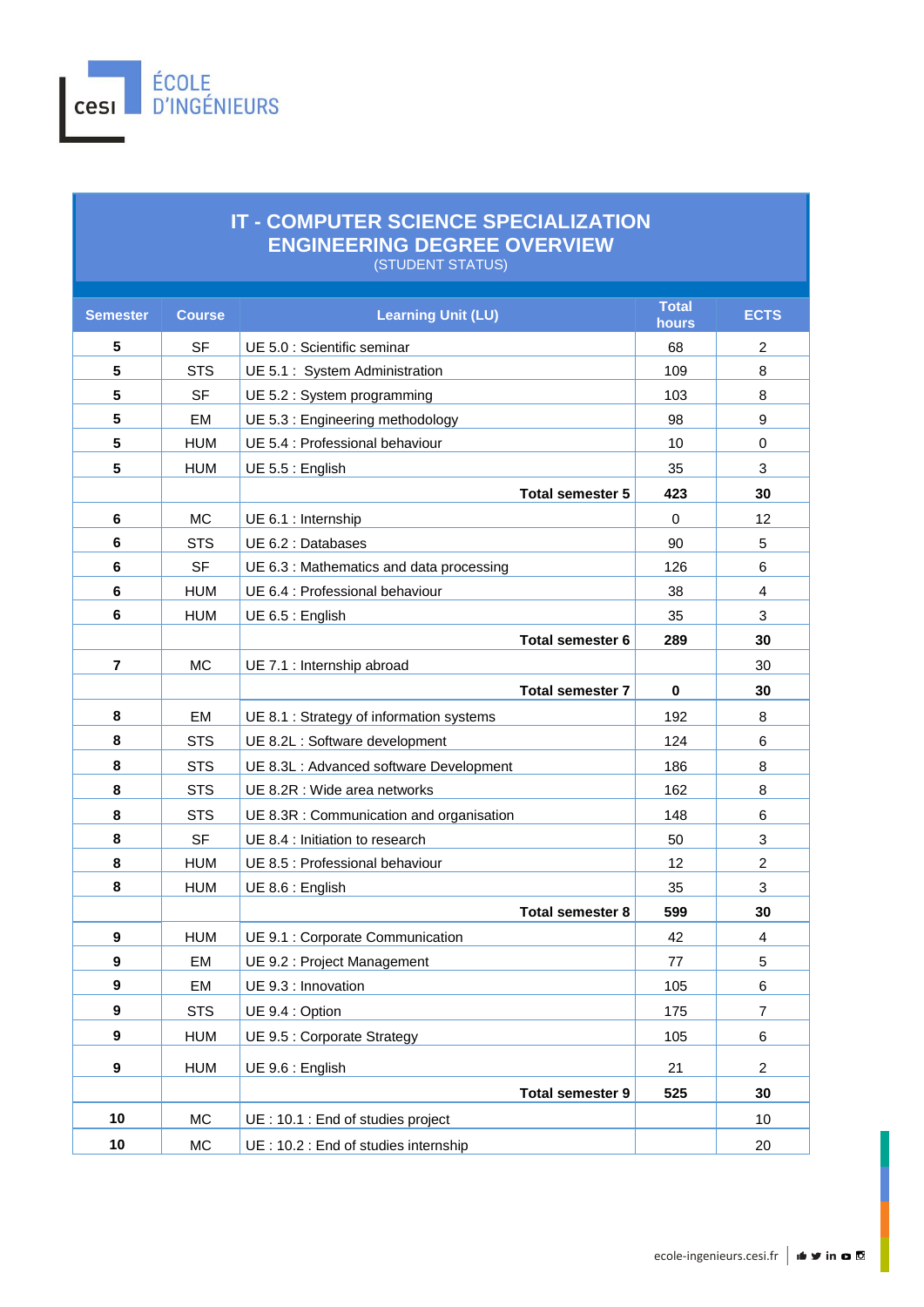ÉCOLE D'INGÉNIEURS

# IT - COMPUTER SCIENCE SPECIALIZATION ENGINEERING DEGREE OVERVIEW

(STUDENT STATUS)

| Semester | Course | Learning Unit (LU) | Total hours | ECTS |
|---|---|---|---|---|
| **5** | SF | UE 5.0 : Scientific seminar | 68 | 2 |
| **5** | STS | UE 5.1 : System Administration | 109 | 8 |
| **5** | SF | UE 5.2 : System programming | 103 | 8 |
| **5** | EM | UE 5.3 : Engineering methodology | 98 | 9 |
| **5** | HUM | UE 5.4 : Professional behaviour | 10 | 0 |
| **5** | HUM | UE 5.5 : English | 35 | 3 |
| | | **Total semester 5** | **423** | **30** |
| **6** | MC | UE 6.1 : Internship | 0 | 12 |
| **6** | STS | UE 6.2 : Databases | 90 | 5 |
| **6** | SF | UE 6.3 : Mathematics and data processing | 126 | 6 |
| **6** | HUM | UE 6.4 : Professional behaviour | 38 | 4 |
| **6** | HUM | UE 6.5 : English | 35 | 3 |
| | | **Total semester 6** | **289** | **30** |
| **7** | MC | UE 7.1 : Internship abroad | | 30 |
| | | **Total semester 7** | **0** | **30** |
| **8** | EM | UE 8.1 : Strategy of information systems | 192 | 8 |
| **8** | STS | UE 8.2L : Software development | 124 | 6 |
| **8** | STS | UE 8.3L : Advanced software Development | 186 | 8 |
| **8** | STS | UE 8.2R : Wide area networks | 162 | 8 |
| **8** | STS | UE 8.3R : Communication and organisation | 148 | 6 |
| **8** | SF | UE 8.4 : Initiation to research | 50 | 3 |
| **8** | HUM | UE 8.5 : Professional behaviour | 12 | 2 |
| **8** | HUM | UE 8.6 : English | 35 | 3 |
| | | **Total semester 8** | **599** | **30** |
| **9** | HUM | UE 9.1 : Corporate Communication | 42 | 4 |
| **9** | EM | UE 9.2 : Project Management | 77 | 5 |
| **9** | EM | UE 9.3 : Innovation | 105 | 6 |
| **9** | STS | UE 9.4 : Option | 175 | 7 |
| **9** | HUM | UE 9.5 : Corporate Strategy | 105 | 6 |
| **9** | HUM | UE 9.6 : English | 21 | 2 |
| | | **Total semester 9** | **525** | **30** |
| **10** | MC | UE : 10.1 : End of studies project | | 10 |
| **10** | MC | UE : 10.2 : End of studies internship | | 20 |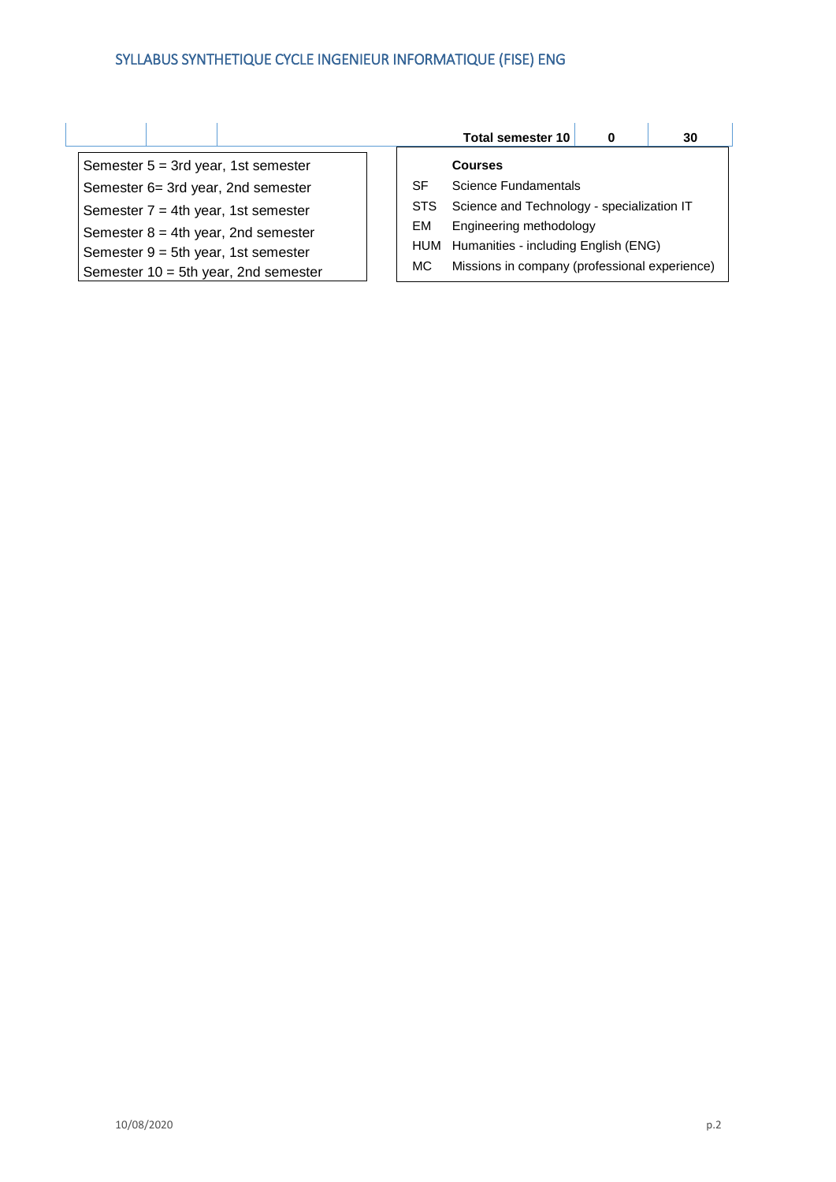| | | | | | |
|---|---|---|---|---|---|
| | | | **Total semester 10** | **0** | **30** |

| |
|---|
| Semester 5 = 3rd year, 1st semester |
| Semester 6= 3rd year, 2nd semester |
| Semester 7 = 4th year, 1st semester |
| Semester 8 = 4th year, 2nd semester |
| Semester 9 = 5th year, 1st semester |
| Semester 10 = 5th year, 2nd semester |

| | **Courses** |
|---|---|
| SF | Science Fundamentals |
| STS | Science and Technology - specialization IT |
| EM | Engineering methodology |
| HUM | Humanities - including English (ENG) |
| MC | Missions in company (professional experience) |